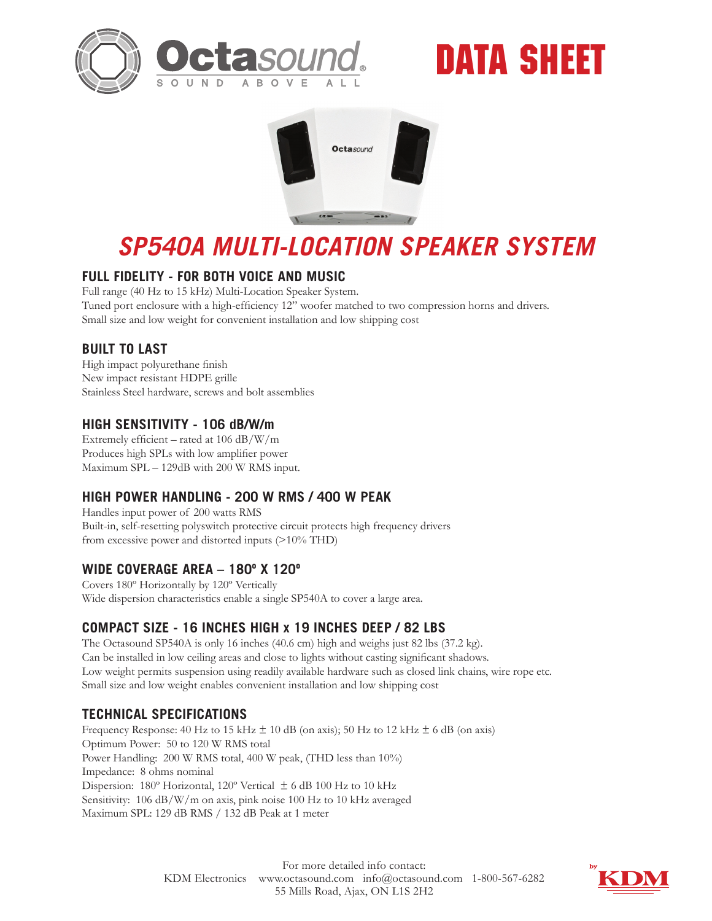# DATA SHEET

# SP540A MULTI-LOCATION SPEAKER SYSTEM

## FULL FIDELITY - FOR BOTH VOICE AND MUSIC

Full range (40 Hz to 15 kHz) Multi-Location Speaker System.
Tuned port enclosure with a high-efficiency 12" woofer matched to two compression horns and drivers.
Small size and low weight for convenient installation and low shipping cost

## BUILT TO LAST

High impact polyurethane finish
New impact resistant HDPE grille
Stainless Steel hardware, screws and bolt assemblies

## HIGH SENSITIVITY - 106 dB/W/m

Extremely efficient – rated at 106 dB/W/m
Produces high SPLs with low amplifier power
Maximum SPL – 129dB with 200 W RMS input.

## HIGH POWER HANDLING - 200 W RMS / 400 W PEAK

Handles input power of 200 watts RMS
Built-in, self-resetting polyswitch protective circuit protects high frequency drivers from excessive power and distorted inputs (>10% THD)

## WIDE COVERAGE AREA – 180º X 120º

Covers 180º Horizontally by 120º Vertically
Wide dispersion characteristics enable a single SP540A to cover a large area.

## COMPACT SIZE - 16 INCHES HIGH x 19 INCHES DEEP / 82 LBS

The Octasound SP540A is only 16 inches (40.6 cm) high and weighs just 82 lbs (37.2 kg).
Can be installed in low ceiling areas and close to lights without casting significant shadows.
Low weight permits suspension using readily available hardware such as closed link chains, wire rope etc.
Small size and low weight enables convenient installation and low shipping cost

## TECHNICAL SPECIFICATIONS

Frequency Response: 40 Hz to 15 kHz ± 10 dB (on axis); 50 Hz to 12 kHz ± 6 dB (on axis)
Optimum Power: 50 to 120 W RMS total
Power Handling: 200 W RMS total, 400 W peak, (THD less than 10%)
Impedance: 8 ohms nominal
Dispersion: 180º Horizontal, 120º Vertical ± 6 dB 100 Hz to 10 kHz
Sensitivity: 106 dB/W/m on axis, pink noise 100 Hz to 10 kHz averaged
Maximum SPL: 129 dB RMS / 132 dB Peak at 1 meter

For more detailed info contact:
KDM Electronics www.octasound.com info@octasound.com 1-800-567-6282
55 Mills Road, Ajax, ON L1S 2H2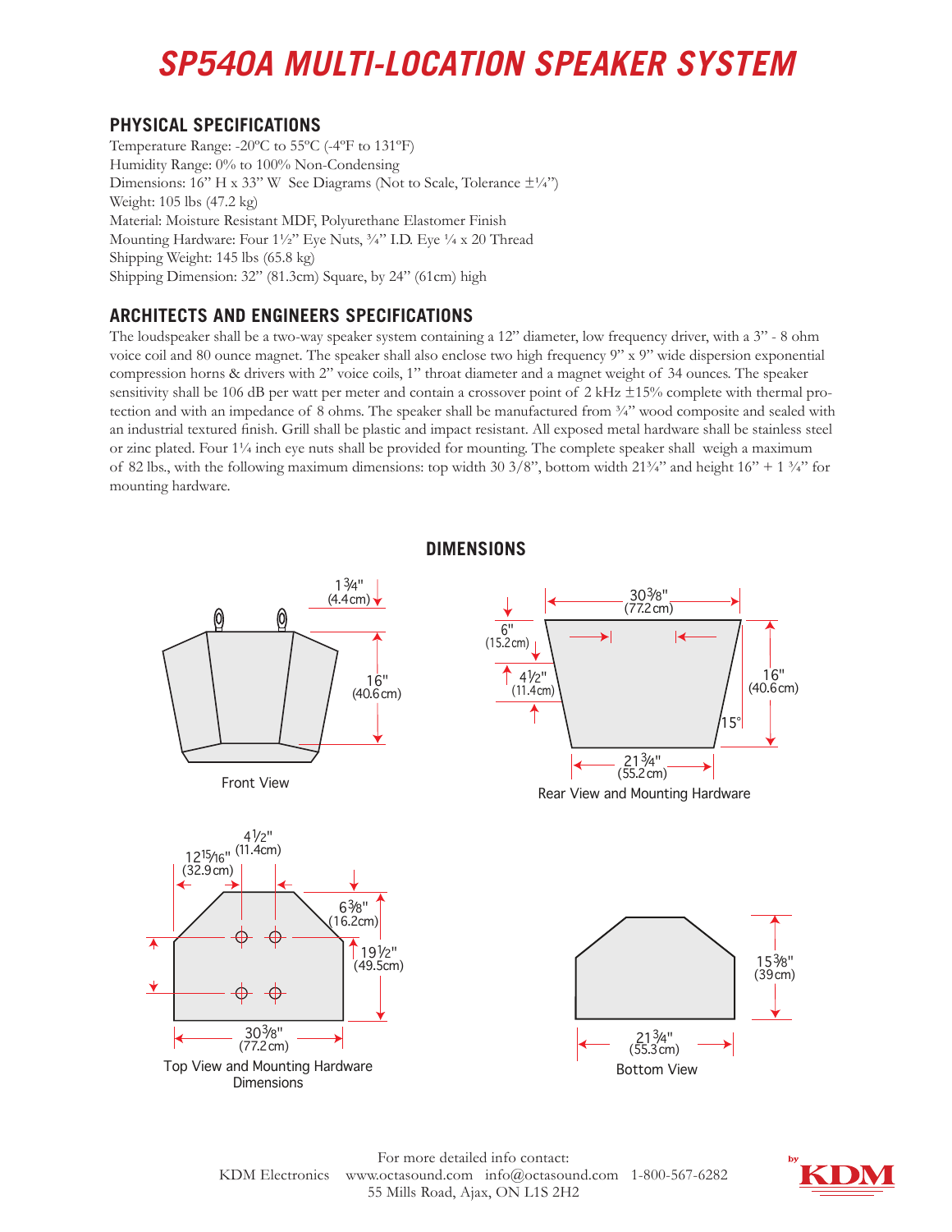# SP540A MULTI-LOCATION SPEAKER SYSTEM

## PHYSICAL SPECIFICATIONS

Temperature Range: -20ºC to 55ºC (-4ºF to 131ºF)
Humidity Range: 0% to 100% Non-Condensing
Dimensions: 16" H x 33" W See Diagrams (Not to Scale, Tolerance ±¼")
Weight: 105 lbs (47.2 kg)
Material: Moisture Resistant MDF, Polyurethane Elastomer Finish
Mounting Hardware: Four 1½" Eye Nuts, ¾" I.D. Eye ¼ x 20 Thread
Shipping Weight: 145 lbs (65.8 kg)
Shipping Dimension: 32" (81.3cm) Square, by 24" (61cm) high

## ARCHITECTS AND ENGINEERS SPECIFICATIONS

The loudspeaker shall be a two-way speaker system containing a 12" diameter, low frequency driver, with a 3" - 8 ohm voice coil and 80 ounce magnet. The speaker shall also enclose two high frequency 9" x 9" wide dispersion exponential compression horns & drivers with 2" voice coils, 1" throat diameter and a magnet weight of 34 ounces. The speaker sensitivity shall be 106 dB per watt per meter and contain a crossover point of 2 kHz ±15% complete with thermal protection and with an impedance of 8 ohms. The speaker shall be manufactured from ¾" wood composite and sealed with an industrial textured finish. Grill shall be plastic and impact resistant. All exposed metal hardware shall be stainless steel or zinc plated. Four 1¼ inch eye nuts shall be provided for mounting. The complete speaker shall weigh a maximum of 82 lbs., with the following maximum dimensions: top width 30 3/8", bottom width 21¾" and height 16" + 1 ¾" for mounting hardware.

## DIMENSIONS

1¾" (4.4cm)
16" (40.6cm)

Front View

30⅜" (77.2cm)
6" (15.2cm)
4½" (11.4cm)
16" (40.6cm)
15°
21¾" (55.2cm)

Rear View and Mounting Hardware

4½" (11.4cm)
12 15/16" (32.9cm)
6⅜" (16.2cm)
19½" (49.5cm)
30⅜" (77.2cm)

Top View and Mounting Hardware Dimensions

15⅜" (39cm)
21¾" (55.3cm)

Bottom View

For more detailed info contact:
KDM Electronics www.octasound.com info@octasound.com 1-800-567-6282
55 Mills Road, Ajax, ON L1S 2H2

by KDM